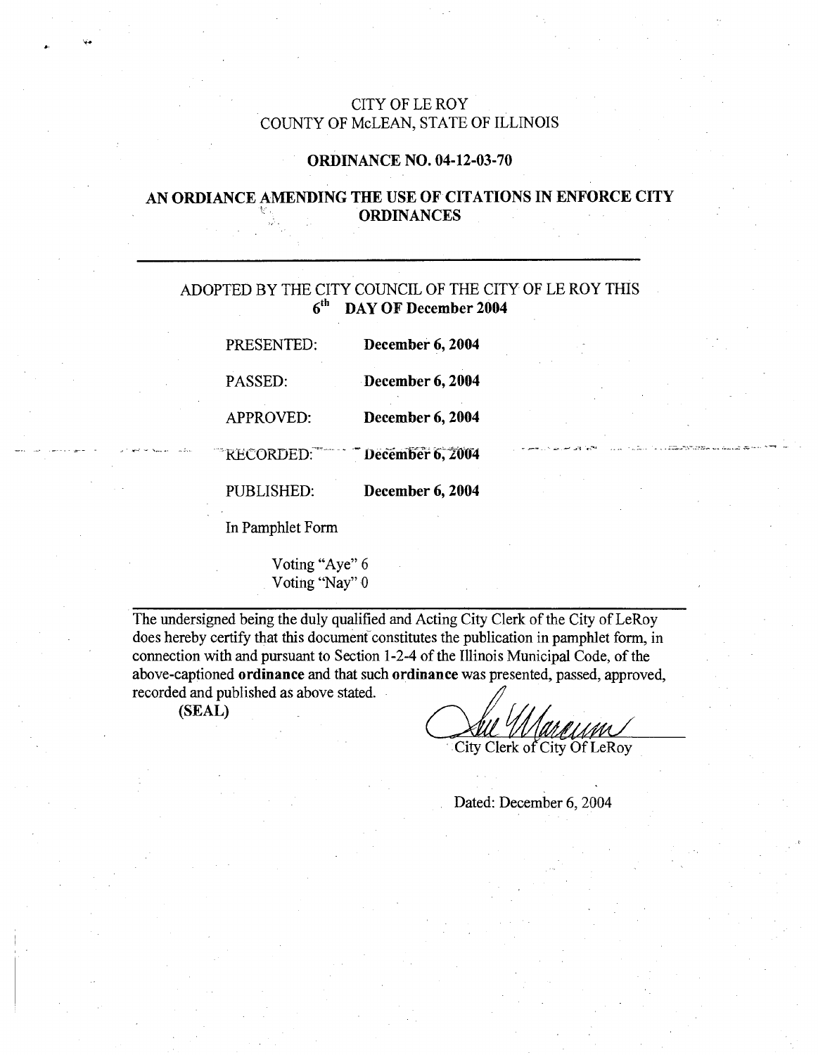CITY OF LE ROY
COUNTY OF McLEAN, STATE OF ILLINOIS

**ORDINANCE NO. 04-12-03-70**

**AN ORDIANCE AMENDING THE USE OF CITATIONS IN ENFORCE CITY ORDINANCES**

---

ADOPTED BY THE CITY COUNCIL OF THE CITY OF LE ROY THIS
**6th DAY OF December 2004**

| | |
|---|---|
| PRESENTED: | **December 6, 2004** |
| PASSED: | **December 6, 2004** |
| APPROVED: | **December 6, 2004** |
| RECORDED: | **December 6, 2004** |
| PUBLISHED: | **December 6, 2004** |

In Pamphlet Form

Voting "Aye" 6
Voting "Nay" 0

---

The undersigned being the duly qualified and Acting City Clerk of the City of LeRoy does hereby certify that this document constitutes the publication in pamphlet form, in connection with and pursuant to Section 1-2-4 of the Illinois Municipal Code, of the above-captioned **ordinance** and that such **ordinance** was presented, passed, approved, recorded and published as above stated.

**(SEAL)**

Sue Marcum
City Clerk of City Of LeRoy

Dated: December 6, 2004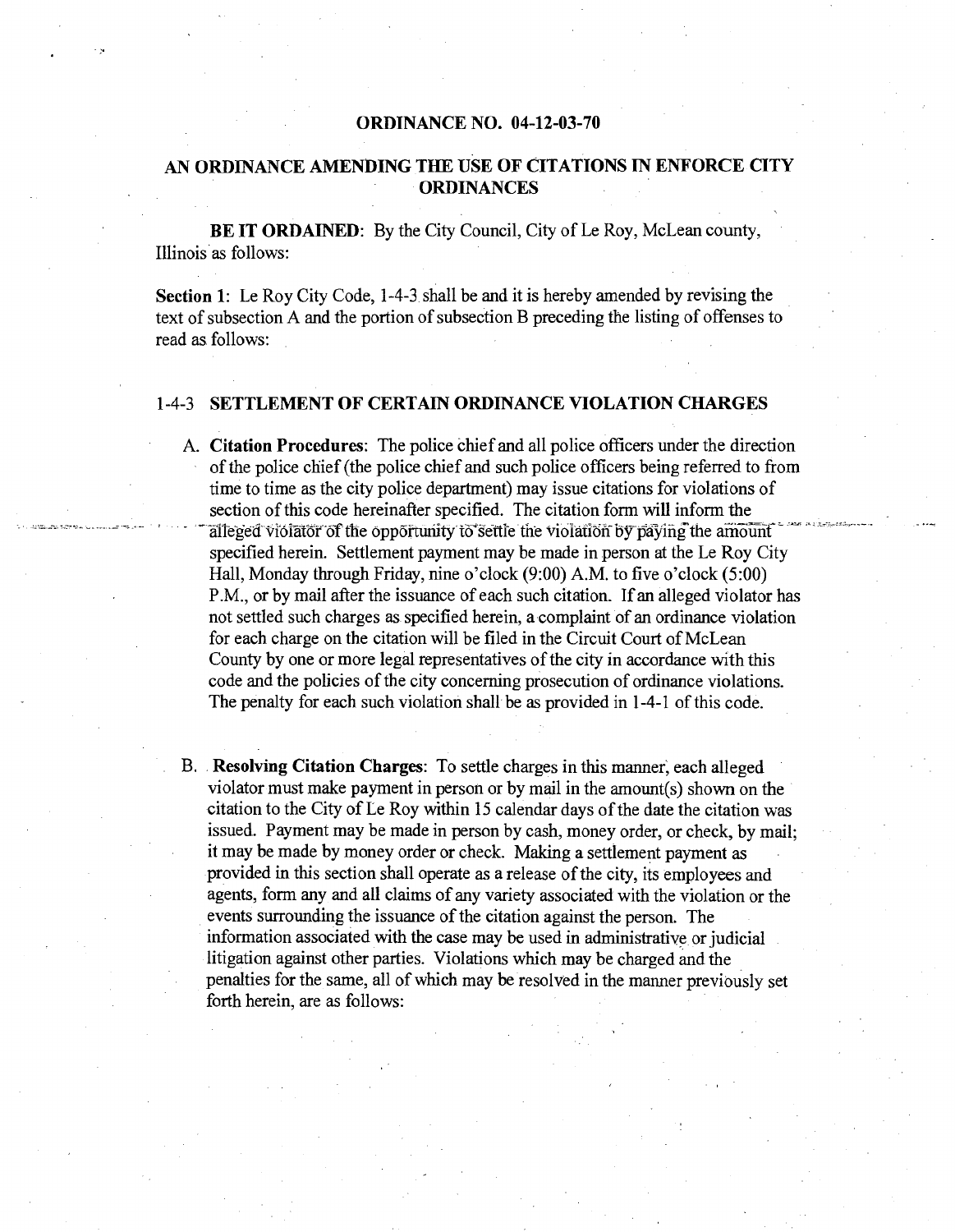## ORDINANCE NO. 04-12-03-70

## AN ORDINANCE AMENDING THE USE OF CITATIONS IN ENFORCE CITY ORDINANCES

**BE IT ORDAINED**: By the City Council, City of Le Roy, McLean county, Illinois as follows:

**Section 1**: Le Roy City Code, 1-4-3 shall be and it is hereby amended by revising the text of subsection A and the portion of subsection B preceding the listing of offenses to read as follows:

### 1-4-3 SETTLEMENT OF CERTAIN ORDINANCE VIOLATION CHARGES

A. **Citation Procedures**: The police chief and all police officers under the direction of the police chief (the police chief and such police officers being referred to from time to time as the city police department) may issue citations for violations of section of this code hereinafter specified. The citation form will inform the alleged violator of the opportunity to settle the violation by paying the amount specified herein. Settlement payment may be made in person at the Le Roy City Hall, Monday through Friday, nine o'clock (9:00) A.M. to five o'clock (5:00) P.M., or by mail after the issuance of each such citation. If an alleged violator has not settled such charges as specified herein, a complaint of an ordinance violation for each charge on the citation will be filed in the Circuit Court of McLean County by one or more legal representatives of the city in accordance with this code and the policies of the city concerning prosecution of ordinance violations. The penalty for each such violation shall be as provided in 1-4-1 of this code.

B. **Resolving Citation Charges**: To settle charges in this manner, each alleged violator must make payment in person or by mail in the amount(s) shown on the citation to the City of Le Roy within 15 calendar days of the date the citation was issued. Payment may be made in person by cash, money order, or check, by mail; it may be made by money order or check. Making a settlement payment as provided in this section shall operate as a release of the city, its employees and agents, form any and all claims of any variety associated with the violation or the events surrounding the issuance of the citation against the person. The information associated with the case may be used in administrative or judicial litigation against other parties. Violations which may be charged and the penalties for the same, all of which may be resolved in the manner previously set forth herein, are as follows: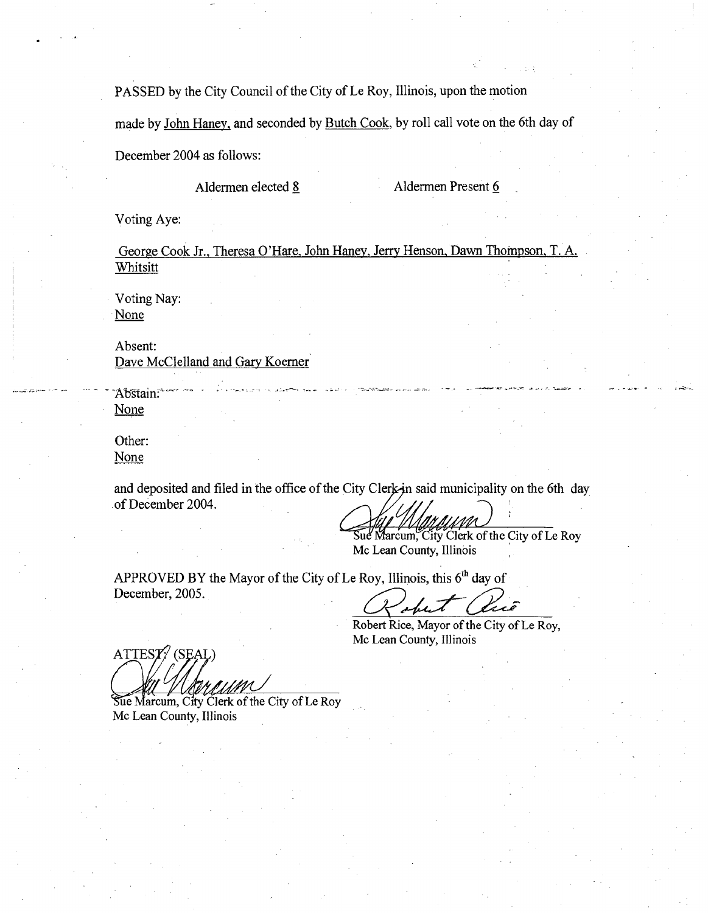PASSED by the City Council of the City of Le Roy, Illinois, upon the motion made by John Haney, and seconded by Butch Cook, by roll call vote on the 6th day of December 2004 as follows:

Aldermen elected 8 Aldermen Present 6

Voting Aye:

George Cook Jr., Theresa O'Hare, John Haney, Jerry Henson, Dawn Thompson, T. A. Whitsitt

Voting Nay:
None

Absent:
Dave McClelland and Gary Koerner

Abstain:
None

Other:
None

and deposited and filed in the office of the City Clerk in said municipality on the 6th day of December 2004.

Sue Marcum, City Clerk of the City of Le Roy
Mc Lean County, Illinois

APPROVED BY the Mayor of the City of Le Roy, Illinois, this 6th day of December, 2005.

Robert Rice, Mayor of the City of Le Roy,
Mc Lean County, Illinois

ATTEST: (SEAL)

Sue Marcum, City Clerk of the City of Le Roy
Mc Lean County, Illinois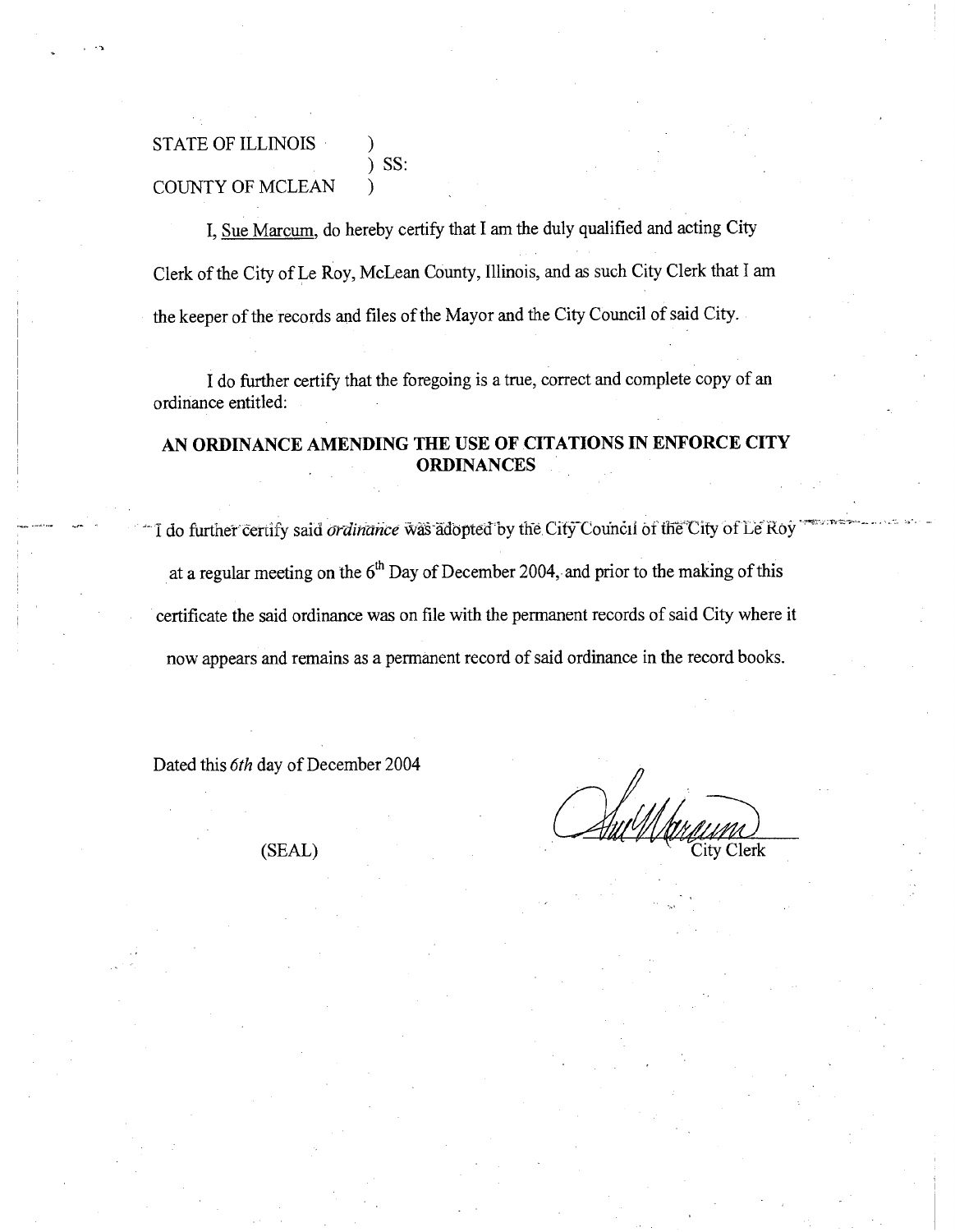STATE OF ILLINOIS )
) SS:
COUNTY OF MCLEAN )

I, Sue Marcum, do hereby certify that I am the duly qualified and acting City Clerk of the City of Le Roy, McLean County, Illinois, and as such City Clerk that I am the keeper of the records and files of the Mayor and the City Council of said City.

I do further certify that the foregoing is a true, correct and complete copy of an ordinance entitled:

**AN ORDINANCE AMENDING THE USE OF CITATIONS IN ENFORCE CITY ORDINANCES**

I do further certify said *ordinance* was adopted by the City Council of the City of Le Roy at a regular meeting on the 6th Day of December 2004, and prior to the making of this certificate the said ordinance was on file with the permanent records of said City where it now appears and remains as a permanent record of said ordinance in the record books.

Dated this *6th* day of December 2004

(SEAL)

City Clerk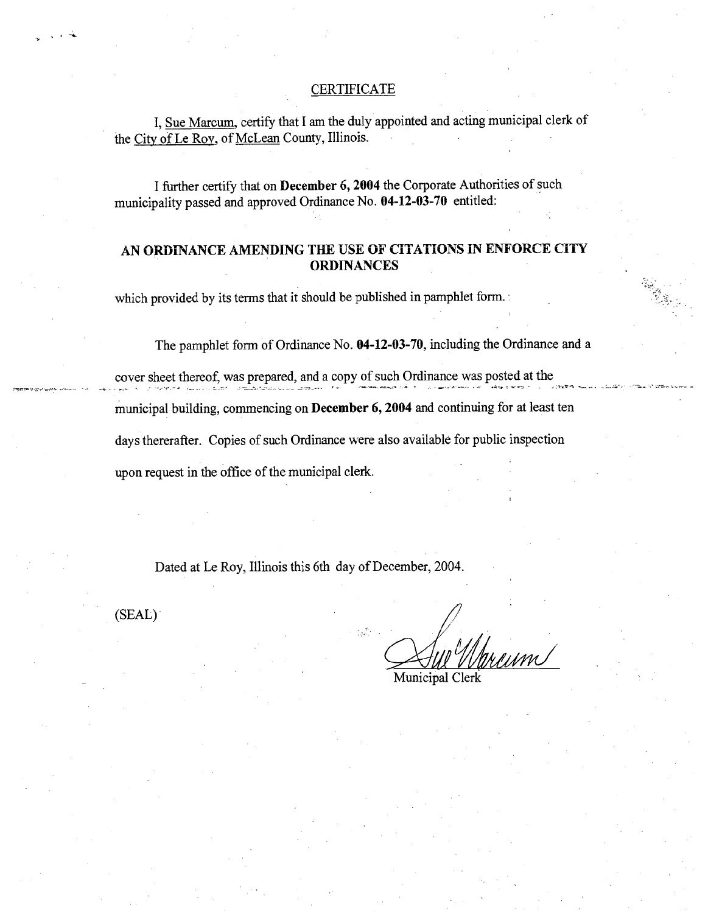# CERTIFICATE

I, Sue Marcum, certify that I am the duly appointed and acting municipal clerk of the City of Le Roy, of McLean County, Illinois.

I further certify that on **December 6, 2004** the Corporate Authorities of such municipality passed and approved Ordinance No. **04-12-03-70** entitled:

**AN ORDINANCE AMENDING THE USE OF CITATIONS IN ENFORCE CITY ORDINANCES**

which provided by its terms that it should be published in pamphlet form.

The pamphlet form of Ordinance No. **04-12-03-70**, including the Ordinance and a cover sheet thereof, was prepared, and a copy of such Ordinance was posted at the municipal building, commencing on **December 6, 2004** and continuing for at least ten days thererafter. Copies of such Ordinance were also available for public inspection upon request in the office of the municipal clerk.

Dated at Le Roy, Illinois this 6th day of December, 2004.

(SEAL)

Sue Marcum

Municipal Clerk